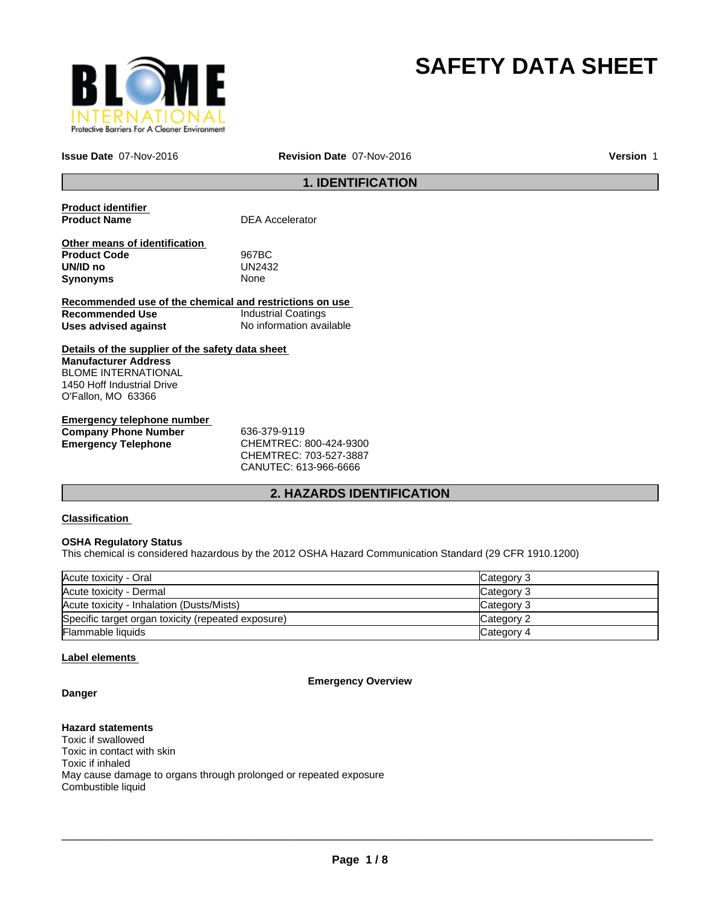# SAFETY DATA SHEET

**Issue Date** 07-Nov-2016 **Revision Date** 07-Nov-2016 **Version** 1

## 1. IDENTIFICATION

**Product identifier**

**Product Name** DEA Accelerator

**Other means of identification**

**Product Code** 967BC
**UN/ID no** UN2432
**Synonyms** None

**Recommended use of the chemical and restrictions on use**

**Recommended Use** Industrial Coatings
**Uses advised against** No information available

**Details of the supplier of the safety data sheet**

**Manufacturer Address**
BLOME INTERNATIONAL
1450 Hoff Industrial Drive
O'Fallon, MO 63366

**Emergency telephone number**

**Company Phone Number** 636-379-9119
**Emergency Telephone** CHEMTREC: 800-424-9300
CHEMTREC: 703-527-3887
CANUTEC: 613-966-6666

## 2. HAZARDS IDENTIFICATION

**Classification**

**OSHA Regulatory Status**
This chemical is considered hazardous by the 2012 OSHA Hazard Communication Standard (29 CFR 1910.1200)

| | |
|---|---|
| Acute toxicity - Oral | Category 3 |
| Acute toxicity - Dermal | Category 3 |
| Acute toxicity - Inhalation (Dusts/Mists) | Category 3 |
| Specific target organ toxicity (repeated exposure) | Category 2 |
| Flammable liquids | Category 4 |

**Label elements**

**Emergency Overview**

**Danger**

**Hazard statements**
Toxic if swallowed
Toxic in contact with skin
Toxic if inhaled
May cause damage to organs through prolonged or repeated exposure
Combustible liquid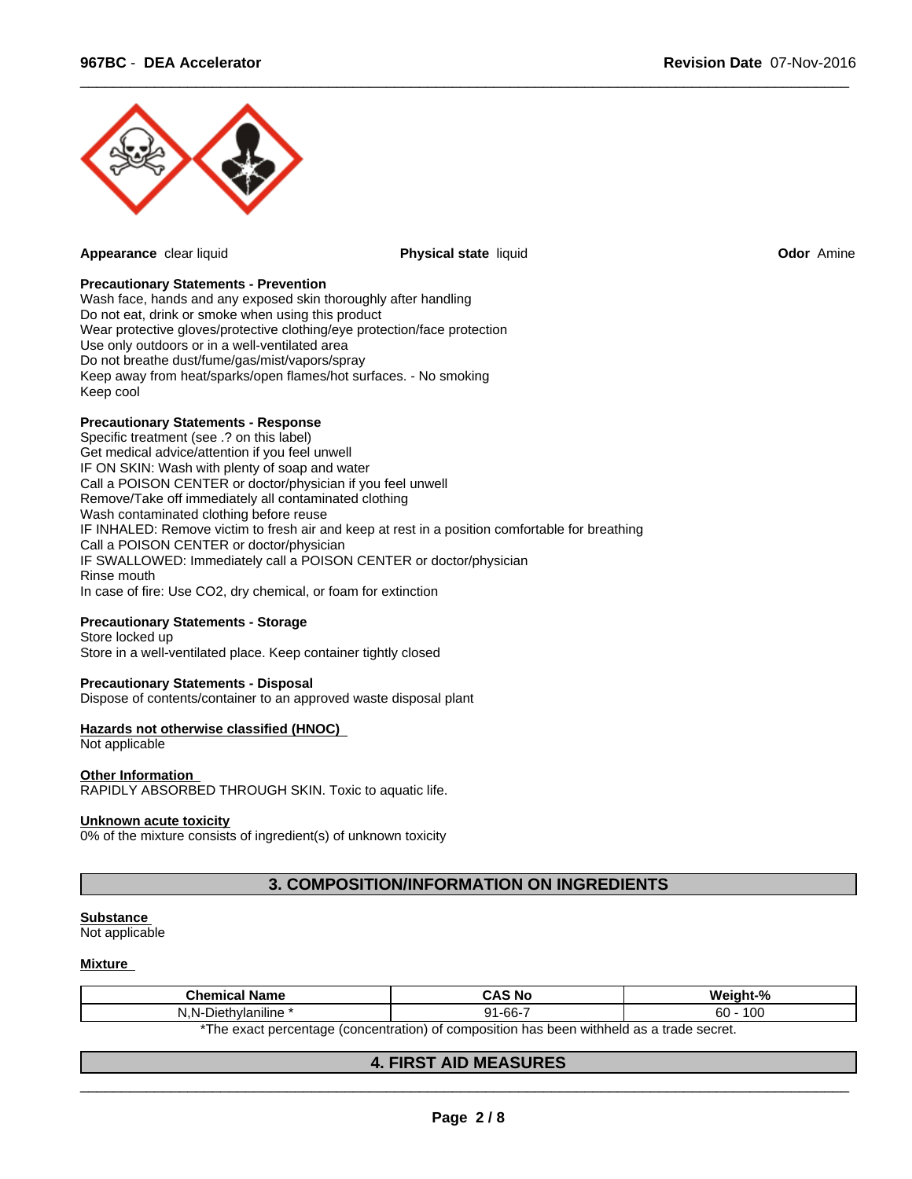**Appearance** clear liquid **Physical state** liquid **Odor** Amine

**Precautionary Statements - Prevention**
Wash face, hands and any exposed skin thoroughly after handling
Do not eat, drink or smoke when using this product
Wear protective gloves/protective clothing/eye protection/face protection
Use only outdoors or in a well-ventilated area
Do not breathe dust/fume/gas/mist/vapors/spray
Keep away from heat/sparks/open flames/hot surfaces. - No smoking
Keep cool

**Precautionary Statements - Response**
Specific treatment (see .? on this label)
Get medical advice/attention if you feel unwell
IF ON SKIN: Wash with plenty of soap and water
Call a POISON CENTER or doctor/physician if you feel unwell
Remove/Take off immediately all contaminated clothing
Wash contaminated clothing before reuse
IF INHALED: Remove victim to fresh air and keep at rest in a position comfortable for breathing
Call a POISON CENTER or doctor/physician
IF SWALLOWED: Immediately call a POISON CENTER or doctor/physician
Rinse mouth
In case of fire: Use $CO_2$, dry chemical, or foam for extinction

**Precautionary Statements - Storage**
Store locked up
Store in a well-ventilated place. Keep container tightly closed

**Precautionary Statements - Disposal**
Dispose of contents/container to an approved waste disposal plant

**Hazards not otherwise classified (HNOC)**
Not applicable

**Other Information**
RAPIDLY ABSORBED THROUGH SKIN. Toxic to aquatic life.

**Unknown acute toxicity**
0% of the mixture consists of ingredient(s) of unknown toxicity

## 3. COMPOSITION/INFORMATION ON INGREDIENTS

**Substance**
Not applicable

**Mixture**

| Chemical Name | CAS No | Weight-% |
|---|---|---|
| N,N-Diethylaniline * | 91-66-7 | 60 - 100 |

*The exact percentage (concentration) of composition has been withheld as a trade secret.

## 4. FIRST AID MEASURES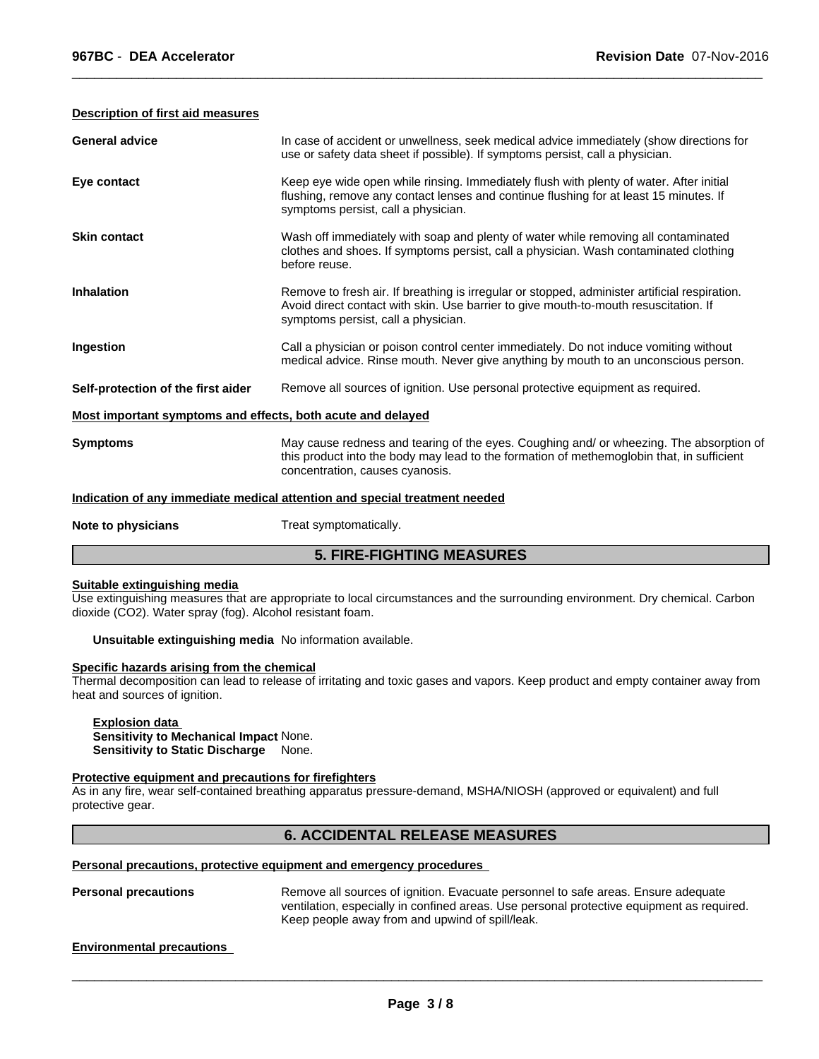### Description of first aid measures

**General advice** In case of accident or unwellness, seek medical advice immediately (show directions for use or safety data sheet if possible). If symptoms persist, call a physician.

**Eye contact** Keep eye wide open while rinsing. Immediately flush with plenty of water. After initial flushing, remove any contact lenses and continue flushing for at least 15 minutes. If symptoms persist, call a physician.

**Skin contact** Wash off immediately with soap and plenty of water while removing all contaminated clothes and shoes. If symptoms persist, call a physician. Wash contaminated clothing before reuse.

**Inhalation** Remove to fresh air. If breathing is irregular or stopped, administer artificial respiration. Avoid direct contact with skin. Use barrier to give mouth-to-mouth resuscitation. If symptoms persist, call a physician.

**Ingestion** Call a physician or poison control center immediately. Do not induce vomiting without medical advice. Rinse mouth. Never give anything by mouth to an unconscious person.

**Self-protection of the first aider** Remove all sources of ignition. Use personal protective equipment as required.

### Most important symptoms and effects, both acute and delayed

**Symptoms** May cause redness and tearing of the eyes. Coughing and/ or wheezing. The absorption of this product into the body may lead to the formation of methemoglobin that, in sufficient concentration, causes cyanosis.

### Indication of any immediate medical attention and special treatment needed

**Note to physicians** Treat symptomatically.

## 5. FIRE-FIGHTING MEASURES

### Suitable extinguishing media

Use extinguishing measures that are appropriate to local circumstances and the surrounding environment. Dry chemical. Carbon dioxide ($CO_2$). Water spray (fog). Alcohol resistant foam.

**Unsuitable extinguishing media** No information available.

### Specific hazards arising from the chemical

Thermal decomposition can lead to release of irritating and toxic gases and vapors. Keep product and empty container away from heat and sources of ignition.

**Explosion data**
**Sensitivity to Mechanical Impact** None.
**Sensitivity to Static Discharge** None.

### Protective equipment and precautions for firefighters

As in any fire, wear self-contained breathing apparatus pressure-demand, MSHA/NIOSH (approved or equivalent) and full protective gear.

## 6. ACCIDENTAL RELEASE MEASURES

### Personal precautions, protective equipment and emergency procedures

**Personal precautions** Remove all sources of ignition. Evacuate personnel to safe areas. Ensure adequate ventilation, especially in confined areas. Use personal protective equipment as required. Keep people away from and upwind of spill/leak.

### Environmental precautions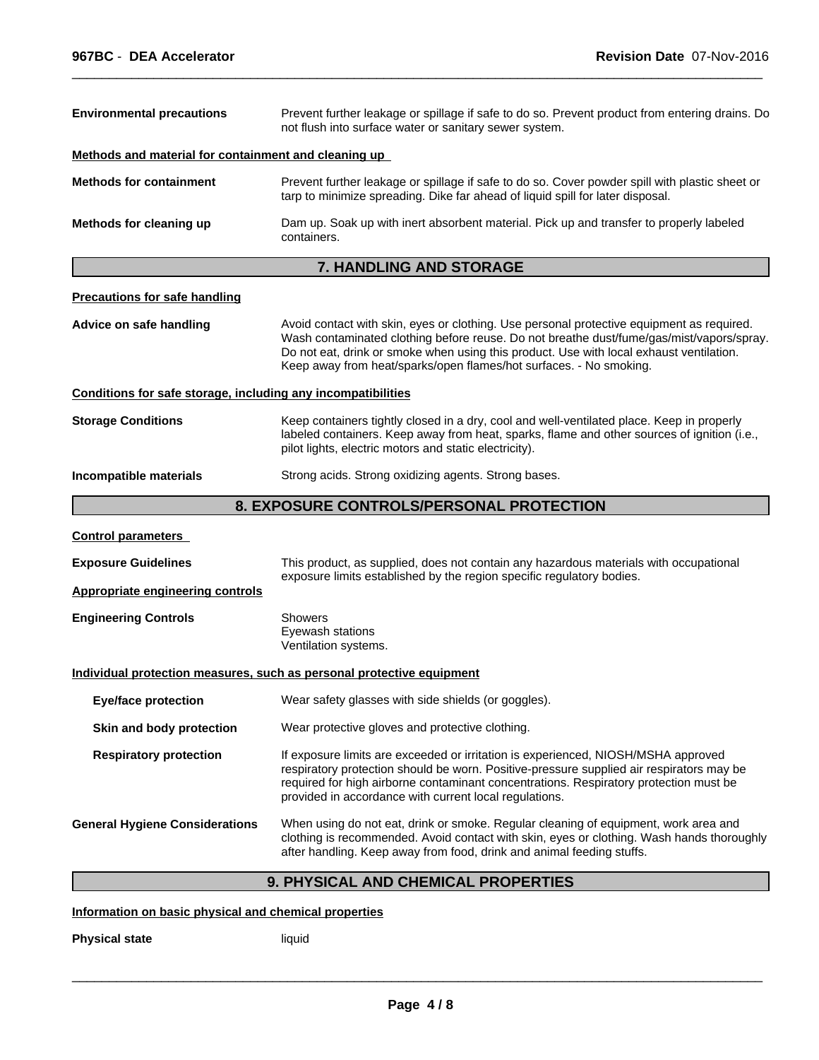**Environmental precautions** Prevent further leakage or spillage if safe to do so. Prevent product from entering drains. Do not flush into surface water or sanitary sewer system.

**Methods and material for containment and cleaning up**

**Methods for containment** Prevent further leakage or spillage if safe to do so. Cover powder spill with plastic sheet or tarp to minimize spreading. Dike far ahead of liquid spill for later disposal.

**Methods for cleaning up** Dam up. Soak up with inert absorbent material. Pick up and transfer to properly labeled containers.

## 7. HANDLING AND STORAGE

**Precautions for safe handling**

**Advice on safe handling** Avoid contact with skin, eyes or clothing. Use personal protective equipment as required. Wash contaminated clothing before reuse. Do not breathe dust/fume/gas/mist/vapors/spray. Do not eat, drink or smoke when using this product. Use with local exhaust ventilation. Keep away from heat/sparks/open flames/hot surfaces. - No smoking.

**Conditions for safe storage, including any incompatibilities**

**Storage Conditions** Keep containers tightly closed in a dry, cool and well-ventilated place. Keep in properly labeled containers. Keep away from heat, sparks, flame and other sources of ignition (i.e., pilot lights, electric motors and static electricity).

**Incompatible materials** Strong acids. Strong oxidizing agents. Strong bases.

## 8. EXPOSURE CONTROLS/PERSONAL PROTECTION

**Control parameters**

**Exposure Guidelines** This product, as supplied, does not contain any hazardous materials with occupational exposure limits established by the region specific regulatory bodies.

**Appropriate engineering controls**

**Engineering Controls**
Showers
Eyewash stations
Ventilation systems.

**Individual protection measures, such as personal protective equipment**

**Eye/face protection** Wear safety glasses with side shields (or goggles).

**Skin and body protection** Wear protective gloves and protective clothing.

**Respiratory protection** If exposure limits are exceeded or irritation is experienced, NIOSH/MSHA approved respiratory protection should be worn. Positive-pressure supplied air respirators may be required for high airborne contaminant concentrations. Respiratory protection must be provided in accordance with current local regulations.

**General Hygiene Considerations** When using do not eat, drink or smoke. Regular cleaning of equipment, work area and clothing is recommended. Avoid contact with skin, eyes or clothing. Wash hands thoroughly after handling. Keep away from food, drink and animal feeding stuffs.

## 9. PHYSICAL AND CHEMICAL PROPERTIES

**Information on basic physical and chemical properties**

**Physical state** liquid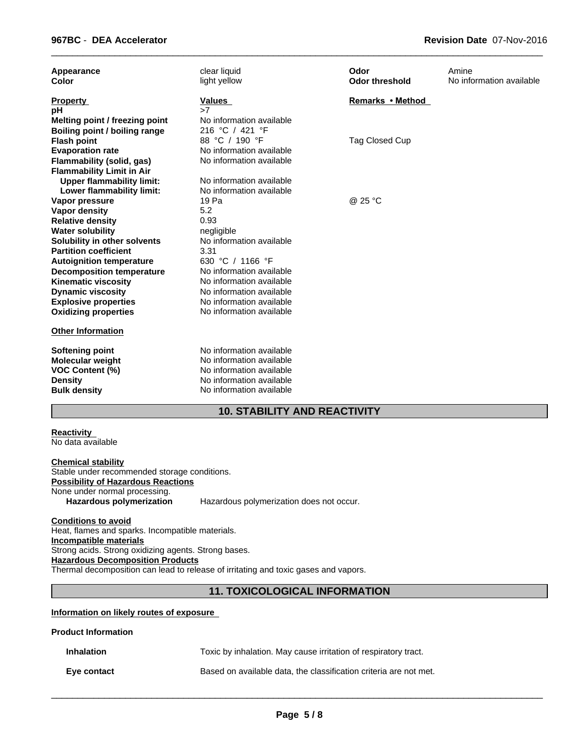| Appearance | clear liquid | Odor | Amine |
|---|---|---|---|
| Color | light yellow | Odor threshold | No information available |

| Property | Values | Remarks • Method |
|---|---|---|
| pH | >7 | |
| Melting point / freezing point | No information available | |
| Boiling point / boiling range | 216 °C / 421 °F | |
| Flash point | 88 °C / 190 °F | Tag Closed Cup |
| Evaporation rate | No information available | |
| Flammability (solid, gas) | No information available | |
| Flammability Limit in Air | | |
| Upper flammability limit: | No information available | |
| Lower flammability limit: | No information available | |
| Vapor pressure | 19 Pa | @ 25 °C |
| Vapor density | 5.2 | |
| Relative density | 0.93 | |
| Water solubility | negligible | |
| Solubility in other solvents | No information available | |
| Partition coefficient | 3.31 | |
| Autoignition temperature | 630 °C / 1166 °F | |
| Decomposition temperature | No information available | |
| Kinematic viscosity | No information available | |
| Dynamic viscosity | No information available | |
| Explosive properties | No information available | |
| Oxidizing properties | No information available | |

**Other Information**

| | |
|---|---|
| Softening point | No information available |
| Molecular weight | No information available |
| VOC Content (%) | No information available |
| Density | No information available |
| Bulk density | No information available |

## 10. STABILITY AND REACTIVITY

**Reactivity**
No data available

**Chemical stability**
Stable under recommended storage conditions.

**Possibility of Hazardous Reactions**
None under normal processing.

**Hazardous polymerization** Hazardous polymerization does not occur.

**Conditions to avoid**
Heat, flames and sparks. Incompatible materials.

**Incompatible materials**
Strong acids. Strong oxidizing agents. Strong bases.

**Hazardous Decomposition Products**
Thermal decomposition can lead to release of irritating and toxic gases and vapors.

## 11. TOXICOLOGICAL INFORMATION

**Information on likely routes of exposure**

**Product Information**

| | |
|---|---|
| **Inhalation** | Toxic by inhalation. May cause irritation of respiratory tract. |
| **Eye contact** | Based on available data, the classification criteria are not met. |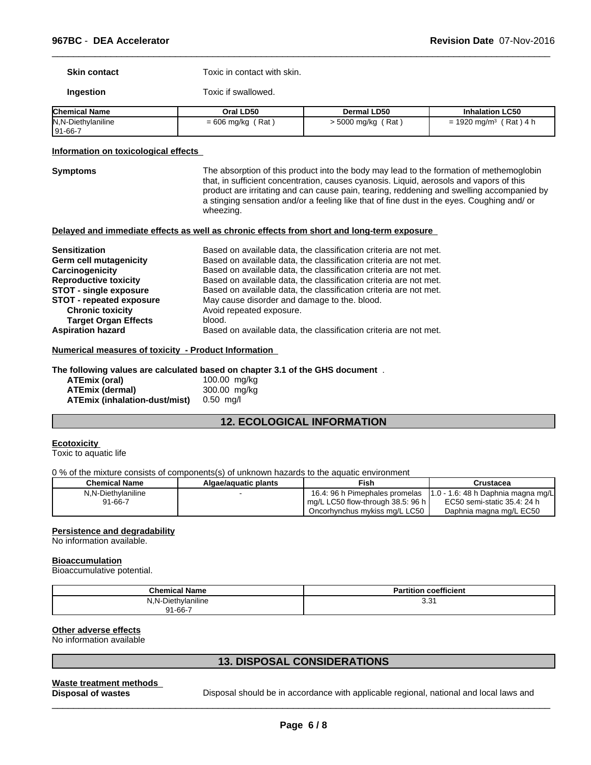**Skin contact** Toxic in contact with skin.

**Ingestion** Toxic if swallowed.

| Chemical Name | Oral LD50 | Dermal LD50 | Inhalation LC50 |
|---|---|---|---|
| N,N-Diethylaniline<br>91-66-7 | = 606 mg/kg ( Rat ) | > 5000 mg/kg ( Rat ) | = 1920 mg/m³ ( Rat ) 4 h |

**Information on toxicological effects**

**Symptoms** The absorption of this product into the body may lead to the formation of methemoglobin that, in sufficient concentration, causes cyanosis. Liquid, aerosols and vapors of this product are irritating and can cause pain, tearing, reddening and swelling accompanied by a stinging sensation and/or a feeling like that of fine dust in the eyes. Coughing and/ or wheezing.

**Delayed and immediate effects as well as chronic effects from short and long-term exposure**

**Sensitization** Based on available data, the classification criteria are not met.
**Germ cell mutagenicity** Based on available data, the classification criteria are not met.
**Carcinogenicity** Based on available data, the classification criteria are not met.
**Reproductive toxicity** Based on available data, the classification criteria are not met.
**STOT - single exposure** Based on available data, the classification criteria are not met.
**STOT - repeated exposure** May cause disorder and damage to the. blood.
**Chronic toxicity** Avoid repeated exposure.
**Target Organ Effects** blood.
**Aspiration hazard** Based on available data, the classification criteria are not met.

**Numerical measures of toxicity - Product Information**

**The following values are calculated based on chapter 3.1 of the GHS document** .

**ATEmix (oral)** 100.00 mg/kg
**ATEmix (dermal)** 300.00 mg/kg
**ATEmix (inhalation-dust/mist)** 0.50 mg/l

## 12. ECOLOGICAL INFORMATION

**Ecotoxicity**
Toxic to aquatic life

0 % of the mixture consists of components(s) of unknown hazards to the aquatic environment

| Chemical Name | Algae/aquatic plants | Fish | Crustacea |
|---|---|---|---|
| N,N-Diethylaniline<br>91-66-7 | - | 16.4: 96 h Pimephales promelas mg/L LC50 flow-through 38.5: 96 h Oncorhynchus mykiss mg/L LC50 | 1.0 - 1.6: 48 h Daphnia magna mg/L EC50 semi-static 35.4: 24 h Daphnia magna mg/L EC50 |

**Persistence and degradability**
No information available.

**Bioaccumulation**
Bioaccumulative potential.

| Chemical Name | Partition coefficient |
|---|---|
| N,N-Diethylaniline<br>91-66-7 | 3.31 |

**Other adverse effects**
No information available

## 13. DISPOSAL CONSIDERATIONS

**Waste treatment methods**

**Disposal of wastes** Disposal should be in accordance with applicable regional, national and local laws and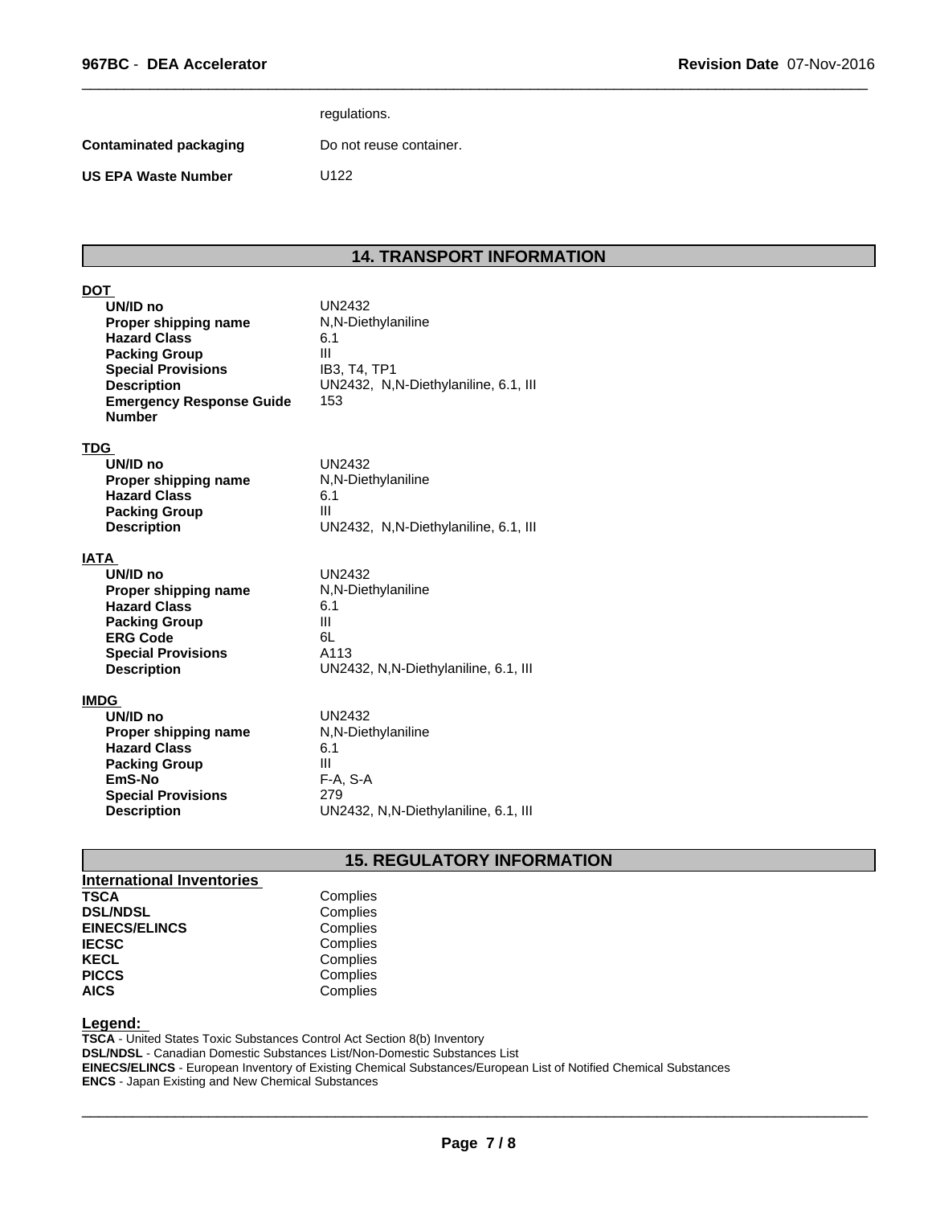| | |
|---|---|
| | regulations. |
| **Contaminated packaging** | Do not reuse container. |
| **US EPA Waste Number** | U122 |

## 14. TRANSPORT INFORMATION

**DOT**

| | |
|---|---|
| **UN/ID no** | UN2432 |
| **Proper shipping name** | N,N-Diethylaniline |
| **Hazard Class** | 6.1 |
| **Packing Group** | III |
| **Special Provisions** | IB3, T4, TP1 |
| **Description** | UN2432, N,N-Diethylaniline, 6.1, III |
| **Emergency Response Guide Number** | 153 |

**TDG**

| | |
|---|---|
| **UN/ID no** | UN2432 |
| **Proper shipping name** | N,N-Diethylaniline |
| **Hazard Class** | 6.1 |
| **Packing Group** | III |
| **Description** | UN2432, N,N-Diethylaniline, 6.1, III |

**IATA**

| | |
|---|---|
| **UN/ID no** | UN2432 |
| **Proper shipping name** | N,N-Diethylaniline |
| **Hazard Class** | 6.1 |
| **Packing Group** | III |
| **ERG Code** | 6L |
| **Special Provisions** | A113 |
| **Description** | UN2432, N,N-Diethylaniline, 6.1, III |

**IMDG**

| | |
|---|---|
| **UN/ID no** | UN2432 |
| **Proper shipping name** | N,N-Diethylaniline |
| **Hazard Class** | 6.1 |
| **Packing Group** | III |
| **EmS-No** | F-A, S-A |
| **Special Provisions** | 279 |
| **Description** | UN2432, N,N-Diethylaniline, 6.1, III |

## 15. REGULATORY INFORMATION

**International Inventories**

| | |
|---|---|
| **TSCA** | Complies |
| **DSL/NDSL** | Complies |
| **EINECS/ELINCS** | Complies |
| **IECSC** | Complies |
| **KECL** | Complies |
| **PICCS** | Complies |
| **AICS** | Complies |

**Legend:**

**TSCA** - United States Toxic Substances Control Act Section 8(b) Inventory
**DSL/NDSL** - Canadian Domestic Substances List/Non-Domestic Substances List
**EINECS/ELINCS** - European Inventory of Existing Chemical Substances/European List of Notified Chemical Substances
**ENCS** - Japan Existing and New Chemical Substances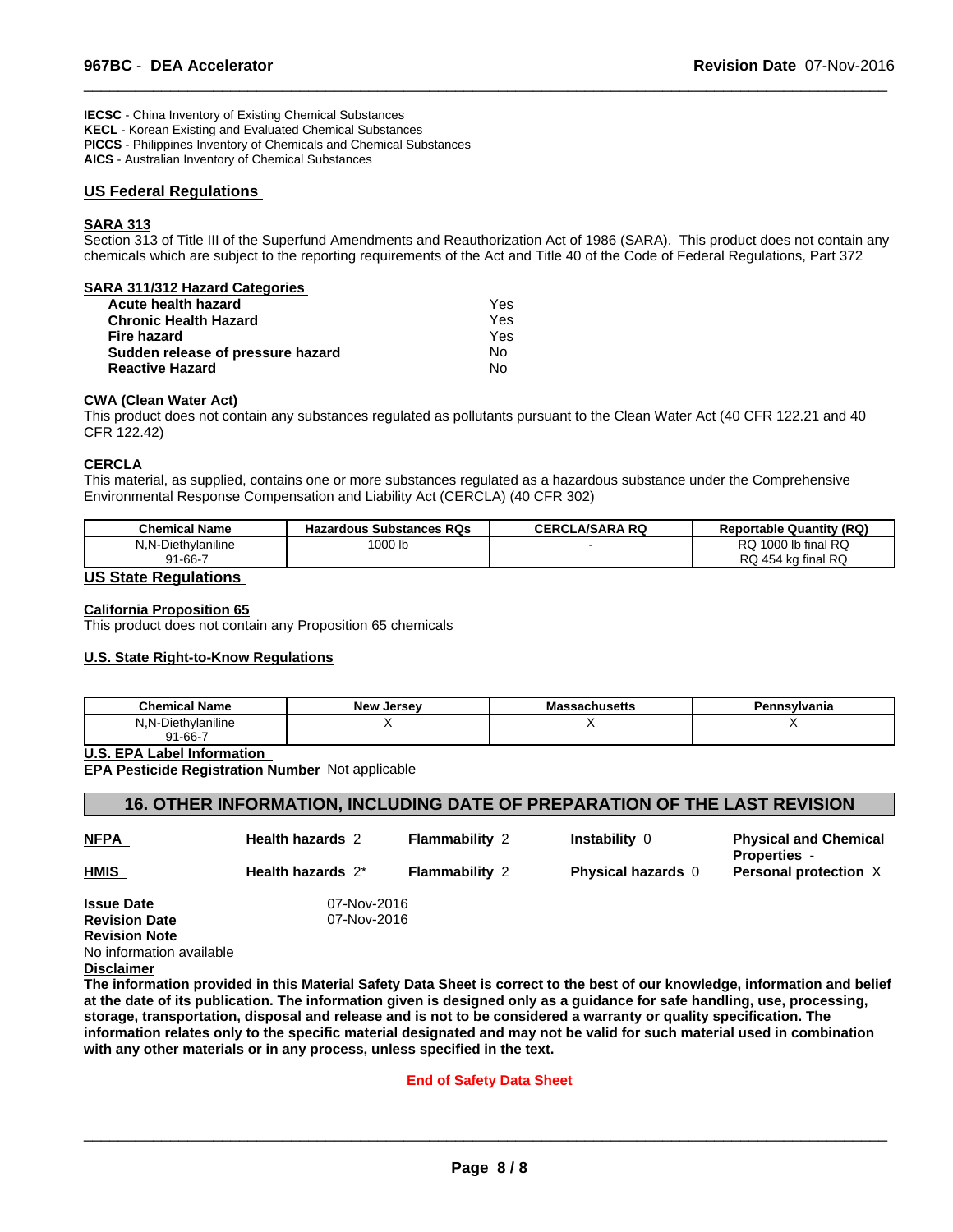**IECSC** - China Inventory of Existing Chemical Substances
**KECL** - Korean Existing and Evaluated Chemical Substances
**PICCS** - Philippines Inventory of Chemicals and Chemical Substances
**AICS** - Australian Inventory of Chemical Substances

## US Federal Regulations

### SARA 313

Section 313 of Title III of the Superfund Amendments and Reauthorization Act of 1986 (SARA). This product does not contain any chemicals which are subject to the reporting requirements of the Act and Title 40 of the Code of Federal Regulations, Part 372

### SARA 311/312 Hazard Categories

| | |
|---|---|
| **Acute health hazard** | Yes |
| **Chronic Health Hazard** | Yes |
| **Fire hazard** | Yes |
| **Sudden release of pressure hazard** | No |
| **Reactive Hazard** | No |

### CWA (Clean Water Act)

This product does not contain any substances regulated as pollutants pursuant to the Clean Water Act (40 CFR 122.21 and 40 CFR 122.42)

### CERCLA

This material, as supplied, contains one or more substances regulated as a hazardous substance under the Comprehensive Environmental Response Compensation and Liability Act (CERCLA) (40 CFR 302)

| Chemical Name | Hazardous Substances RQs | CERCLA/SARA RQ | Reportable Quantity (RQ) |
|---|---|---|---|
| N,N-Diethylaniline<br>91-66-7 | 1000 lb | - | RQ 1000 lb final RQ<br>RQ 454 kg final RQ |

## US State Regulations

### California Proposition 65

This product does not contain any Proposition 65 chemicals

### U.S. State Right-to-Know Regulations

| Chemical Name | New Jersey | Massachusetts | Pennsylvania |
|---|---|---|---|
| N,N-Diethylaniline<br>91-66-7 | X | X | X |

### U.S. EPA Label Information

**EPA Pesticide Registration Number** Not applicable

## 16. OTHER INFORMATION, INCLUDING DATE OF PREPARATION OF THE LAST REVISION

| | | | | |
|---|---|---|---|---|
| **NFPA** | **Health hazards** 2 | **Flammability** 2 | **Instability** 0 | **Physical and Chemical Properties** - |
| **HMIS** | **Health hazards** 2* | **Flammability** 2 | **Physical hazards** 0 | **Personal protection** X |

**Issue Date** 07-Nov-2016
**Revision Date** 07-Nov-2016
**Revision Note**
No information available

**Disclaimer**

**The information provided in this Material Safety Data Sheet is correct to the best of our knowledge, information and belief at the date of its publication. The information given is designed only as a guidance for safe handling, use, processing, storage, transportation, disposal and release and is not to be considered a warranty or quality specification. The information relates only to the specific material designated and may not be valid for such material used in combination with any other materials or in any process, unless specified in the text.**

**End of Safety Data Sheet**